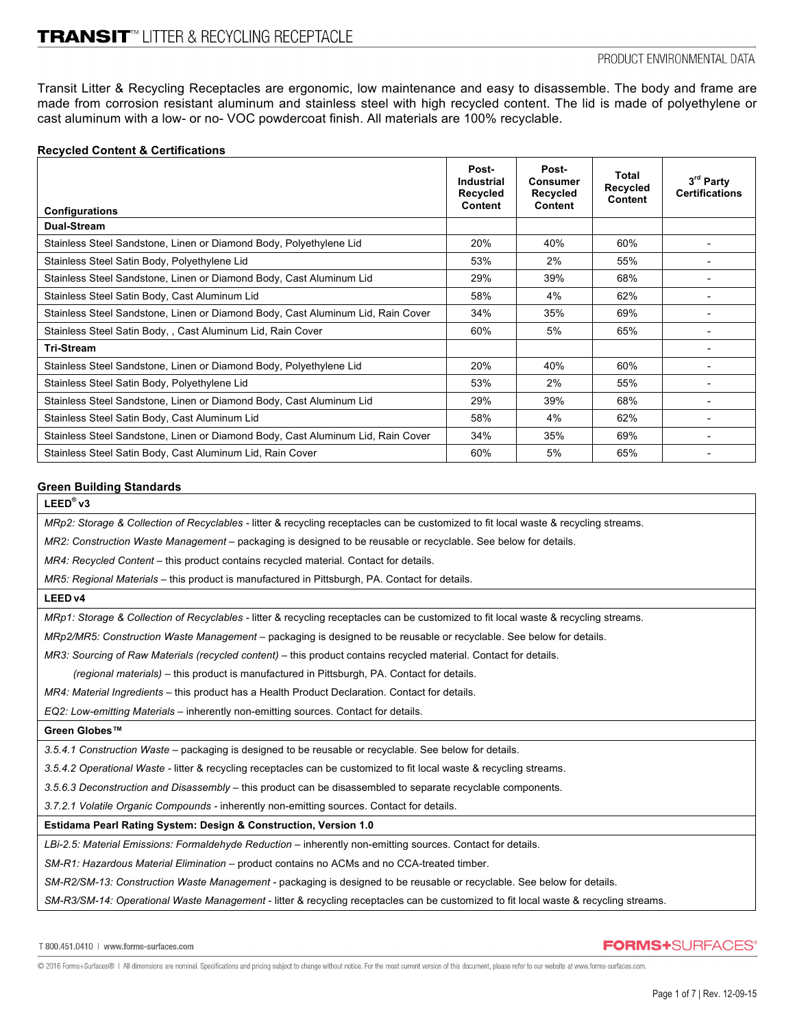# TRANSIT™ LITTER & RECYCLING RECEPTACLE

PRODUCT ENVIRONMENTAL DATA

Transit Litter & Recycling Receptacles are ergonomic, low maintenance and easy to disassemble. The body and frame are made from corrosion resistant aluminum and stainless steel with high recycled content. The lid is made of polyethylene or cast aluminum with a low- or no- VOC powdercoat finish. All materials are 100% recyclable.

**Recycled Content & Certifications**

| Configurations | Post-Industrial Recycled Content | Post-Consumer Recycled Content | Total Recycled Content | 3rd Party Certifications |
|---|---|---|---|---|
| **Dual-Stream** | | | | |
| Stainless Steel Sandstone, Linen or Diamond Body, Polyethylene Lid | 20% | 40% | 60% | - |
| Stainless Steel Satin Body, Polyethylene Lid | 53% | 2% | 55% | - |
| Stainless Steel Sandstone, Linen or Diamond Body, Cast Aluminum Lid | 29% | 39% | 68% | - |
| Stainless Steel Satin Body, Cast Aluminum Lid | 58% | 4% | 62% | - |
| Stainless Steel Sandstone, Linen or Diamond Body, Cast Aluminum Lid, Rain Cover | 34% | 35% | 69% | - |
| Stainless Steel Satin Body, , Cast Aluminum Lid, Rain Cover | 60% | 5% | 65% | - |
| **Tri-Stream** | | | | - |
| Stainless Steel Sandstone, Linen or Diamond Body, Polyethylene Lid | 20% | 40% | 60% | - |
| Stainless Steel Satin Body, Polyethylene Lid | 53% | 2% | 55% | - |
| Stainless Steel Sandstone, Linen or Diamond Body, Cast Aluminum Lid | 29% | 39% | 68% | - |
| Stainless Steel Satin Body, Cast Aluminum Lid | 58% | 4% | 62% | - |
| Stainless Steel Sandstone, Linen or Diamond Body, Cast Aluminum Lid, Rain Cover | 34% | 35% | 69% | - |
| Stainless Steel Satin Body, Cast Aluminum Lid, Rain Cover | 60% | 5% | 65% | - |

**Green Building Standards**

**LEED® v3**

*MRp2: Storage & Collection of Recyclables* - litter & recycling receptacles can be customized to fit local waste & recycling streams.

*MR2: Construction Waste Management* – packaging is designed to be reusable or recyclable. See below for details.

*MR4: Recycled Content* – this product contains recycled material. Contact for details.

*MR5: Regional Materials* – this product is manufactured in Pittsburgh, PA. Contact for details.

**LEED v4**

*MRp1: Storage & Collection of Recyclables* - litter & recycling receptacles can be customized to fit local waste & recycling streams.

*MRp2/MR5: Construction Waste Management* – packaging is designed to be reusable or recyclable. See below for details.

*MR3: Sourcing of Raw Materials (recycled content)* – this product contains recycled material. Contact for details.

*(regional materials)* – this product is manufactured in Pittsburgh, PA. Contact for details.

*MR4: Material Ingredients* – this product has a Health Product Declaration. Contact for details.

*EQ2: Low-emitting Materials* – inherently non-emitting sources. Contact for details.

**Green Globes™**

*3.5.4.1 Construction Waste* – packaging is designed to be reusable or recyclable. See below for details.

*3.5.4.2 Operational Waste* - litter & recycling receptacles can be customized to fit local waste & recycling streams.

*3.5.6.3 Deconstruction and Disassembly* – this product can be disassembled to separate recyclable components.

*3.7.2.1 Volatile Organic Compounds* - inherently non-emitting sources. Contact for details.

**Estidama Pearl Rating System: Design & Construction, Version 1.0**

*LBi-2.5: Material Emissions: Formaldehyde Reduction* – inherently non-emitting sources. Contact for details.

*SM-R1: Hazardous Material Elimination* – product contains no ACMs and no CCA-treated timber.

*SM-R2/SM-13: Construction Waste Management* - packaging is designed to be reusable or recyclable. See below for details.

*SM-R3/SM-14: Operational Waste Management* - litter & recycling receptacles can be customized to fit local waste & recycling streams.

T 800.451.0410 | www.forms-surfaces.com

© 2016 Forms+Surfaces® | All dimensions are nominal. Specifications and pricing subject to change without notice. For the most current version of this document, please refer to our website at www.forms-surfaces.com.

Rev. 12-09-15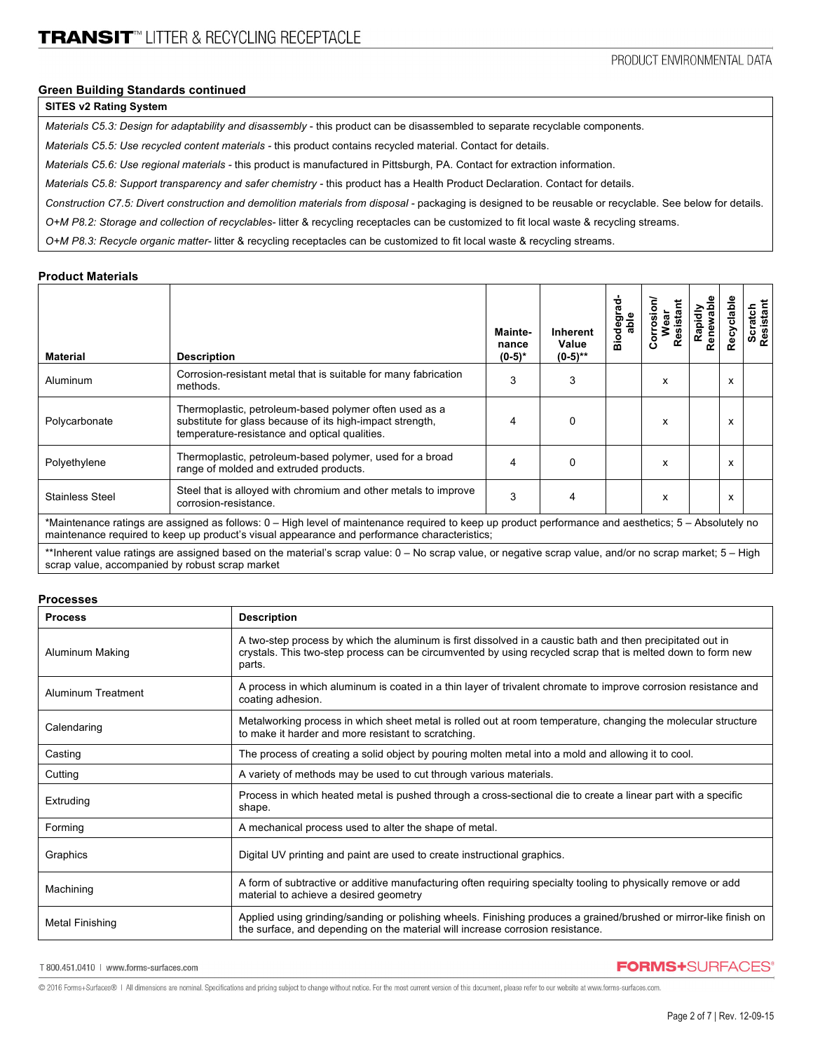### Green Building Standards continued

| SITES v2 Rating System |
|---|
| *Materials C5.3: Design for adaptability and disassembly* - this product can be disassembled to separate recyclable components. |
| *Materials C5.5: Use recycled content materials* - this product contains recycled material. Contact for details. |
| *Materials C5.6: Use regional materials* - this product is manufactured in Pittsburgh, PA. Contact for extraction information. |
| *Materials C5.8: Support transparency and safer chemistry* - this product has a Health Product Declaration. Contact for details. |
| *Construction C7.5: Divert construction and demolition materials from disposal* - packaging is designed to be reusable or recyclable. See below for details. |
| *O+M P8.2: Storage and collection of recyclables*- litter & recycling receptacles can be customized to fit local waste & recycling streams. |
| *O+M P8.3: Recycle organic matter*- litter & recycling receptacles can be customized to fit local waste & recycling streams. |

### Product Materials

| Material | Description | Maintenance (0-5)* | Inherent Value (0-5)** | Biodegradable | Corrosion/ Wear Resistant | Rapidly Renewable | Recyclable | Scratch Resistant |
|---|---|---|---|---|---|---|---|---|
| Aluminum | Corrosion-resistant metal that is suitable for many fabrication methods. | 3 | 3 | | x | | x | |
| Polycarbonate | Thermoplastic, petroleum-based polymer often used as a substitute for glass because of its high-impact strength, temperature-resistance and optical qualities. | 4 | 0 | | x | | x | |
| Polyethylene | Thermoplastic, petroleum-based polymer, used for a broad range of molded and extruded products. | 4 | 0 | | x | | x | |
| Stainless Steel | Steel that is alloyed with chromium and other metals to improve corrosion-resistance. | 3 | 4 | | x | | x | |

*Maintenance ratings are assigned as follows: 0 – High level of maintenance required to keep up product performance and aesthetics; 5 – Absolutely no maintenance required to keep up product's visual appearance and performance characteristics;

**Inherent value ratings are assigned based on the material's scrap value: 0 – No scrap value, or negative scrap value, and/or no scrap market; 5 – High scrap value, accompanied by robust scrap market

### Processes

| Process | Description |
|---|---|
| Aluminum Making | A two-step process by which the aluminum is first dissolved in a caustic bath and then precipitated out in crystals. This two-step process can be circumvented by using recycled scrap that is melted down to form new parts. |
| Aluminum Treatment | A process in which aluminum is coated in a thin layer of trivalent chromate to improve corrosion resistance and coating adhesion. |
| Calendaring | Metalworking process in which sheet metal is rolled out at room temperature, changing the molecular structure to make it harder and more resistant to scratching. |
| Casting | The process of creating a solid object by pouring molten metal into a mold and allowing it to cool. |
| Cutting | A variety of methods may be used to cut through various materials. |
| Extruding | Process in which heated metal is pushed through a cross-sectional die to create a linear part with a specific shape. |
| Forming | A mechanical process used to alter the shape of metal. |
| Graphics | Digital UV printing and paint are used to create instructional graphics. |
| Machining | A form of subtractive or additive manufacturing often requiring specialty tooling to physically remove or add material to achieve a desired geometry |
| Metal Finishing | Applied using grinding/sanding or polishing wheels. Finishing produces a grained/brushed or mirror-like finish on the surface, and depending on the material will increase corrosion resistance. |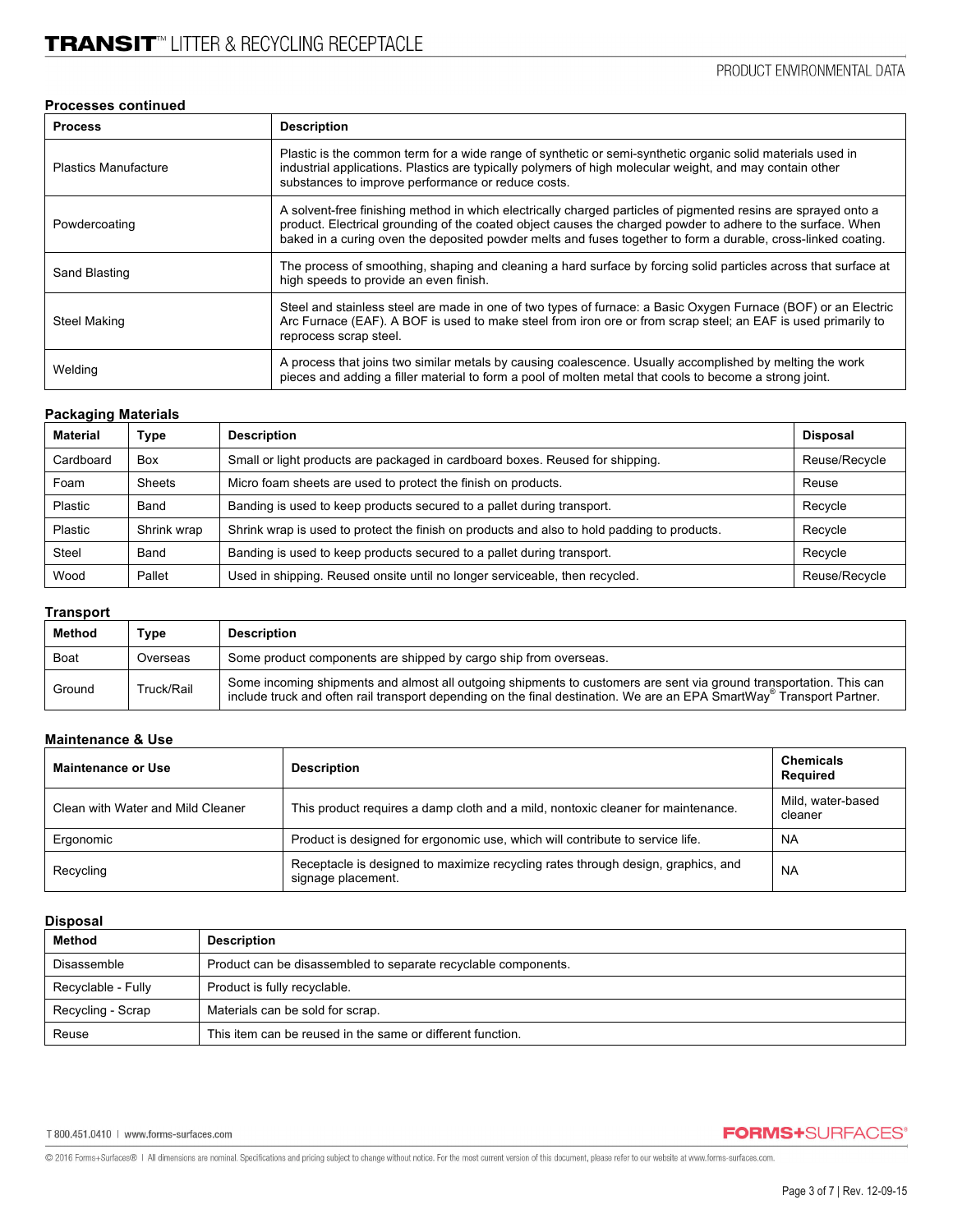#### Processes continued

| Process | Description |
|---|---|
| Plastics Manufacture | Plastic is the common term for a wide range of synthetic or semi-synthetic organic solid materials used in industrial applications. Plastics are typically polymers of high molecular weight, and may contain other substances to improve performance or reduce costs. |
| Powdercoating | A solvent-free finishing method in which electrically charged particles of pigmented resins are sprayed onto a product. Electrical grounding of the coated object causes the charged powder to adhere to the surface. When baked in a curing oven the deposited powder melts and fuses together to form a durable, cross-linked coating. |
| Sand Blasting | The process of smoothing, shaping and cleaning a hard surface by forcing solid particles across that surface at high speeds to provide an even finish. |
| Steel Making | Steel and stainless steel are made in one of two types of furnace: a Basic Oxygen Furnace (BOF) or an Electric Arc Furnace (EAF). A BOF is used to make steel from iron ore or from scrap steel; an EAF is used primarily to reprocess scrap steel. |
| Welding | A process that joins two similar metals by causing coalescence. Usually accomplished by melting the work pieces and adding a filler material to form a pool of molten metal that cools to become a strong joint. |

#### Packaging Materials

| Material | Type | Description | Disposal |
|---|---|---|---|
| Cardboard | Box | Small or light products are packaged in cardboard boxes. Reused for shipping. | Reuse/Recycle |
| Foam | Sheets | Micro foam sheets are used to protect the finish on products. | Reuse |
| Plastic | Band | Banding is used to keep products secured to a pallet during transport. | Recycle |
| Plastic | Shrink wrap | Shrink wrap is used to protect the finish on products and also to hold padding to products. | Recycle |
| Steel | Band | Banding is used to keep products secured to a pallet during transport. | Recycle |
| Wood | Pallet | Used in shipping. Reused onsite until no longer serviceable, then recycled. | Reuse/Recycle |

#### Transport

| Method | Type | Description |
|---|---|---|
| Boat | Overseas | Some product components are shipped by cargo ship from overseas. |
| Ground | Truck/Rail | Some incoming shipments and almost all outgoing shipments to customers are sent via ground transportation. This can include truck and often rail transport depending on the final destination. We are an EPA SmartWay® Transport Partner. |

#### Maintenance & Use

| Maintenance or Use | Description | Chemicals Required |
|---|---|---|
| Clean with Water and Mild Cleaner | This product requires a damp cloth and a mild, nontoxic cleaner for maintenance. | Mild, water-based cleaner |
| Ergonomic | Product is designed for ergonomic use, which will contribute to service life. | NA |
| Recycling | Receptacle is designed to maximize recycling rates through design, graphics, and signage placement. | NA |

#### Disposal

| Method | Description |
|---|---|
| Disassemble | Product can be disassembled to separate recyclable components. |
| Recyclable - Fully | Product is fully recyclable. |
| Recycling - Scrap | Materials can be sold for scrap. |
| Reuse | This item can be reused in the same or different function. |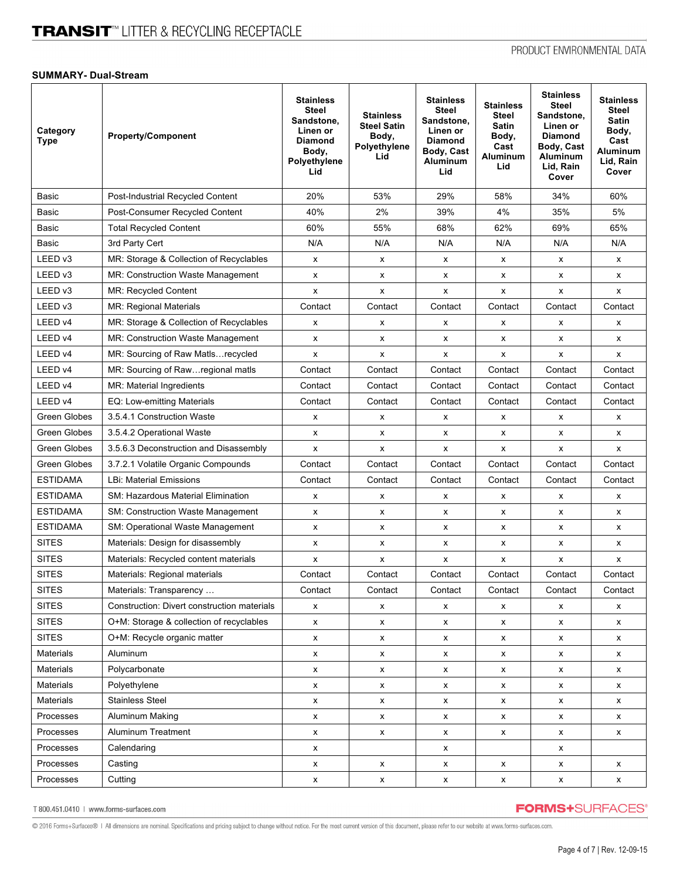# TRANSIT™ LITTER & RECYCLING RECEPTACLE

PRODUCT ENVIRONMENTAL DATA

**SUMMARY- Dual-Stream**

| Category Type | Property/Component | Stainless Steel Sandstone, Linen or Diamond Body, Polyethylene Lid | Stainless Steel Satin Body, Polyethylene Lid | Stainless Steel Sandstone, Linen or Diamond Body, Cast Aluminum Lid | Stainless Steel Satin Body, Cast Aluminum Lid | Stainless Steel Sandstone, Linen or Diamond Body, Cast Aluminum Lid, Rain Cover | Stainless Steel Satin Body, Cast Aluminum Lid, Rain Cover |
|---|---|---|---|---|---|---|---|
| Basic | Post-Industrial Recycled Content | 20% | 53% | 29% | 58% | 34% | 60% |
| Basic | Post-Consumer Recycled Content | 40% | 2% | 39% | 4% | 35% | 5% |
| Basic | Total Recycled Content | 60% | 55% | 68% | 62% | 69% | 65% |
| Basic | 3rd Party Cert | N/A | N/A | N/A | N/A | N/A | N/A |
| LEED v3 | MR: Storage & Collection of Recyclables | x | x | x | x | x | x |
| LEED v3 | MR: Construction Waste Management | x | x | x | x | x | x |
| LEED v3 | MR: Recycled Content | x | x | x | x | x | x |
| LEED v3 | MR: Regional Materials | Contact | Contact | Contact | Contact | Contact | Contact |
| LEED v4 | MR: Storage & Collection of Recyclables | x | x | x | x | x | x |
| LEED v4 | MR: Construction Waste Management | x | x | x | x | x | x |
| LEED v4 | MR: Sourcing of Raw Matls…recycled | x | x | x | x | x | x |
| LEED v4 | MR: Sourcing of Raw…regional matls | Contact | Contact | Contact | Contact | Contact | Contact |
| LEED v4 | MR: Material Ingredients | Contact | Contact | Contact | Contact | Contact | Contact |
| LEED v4 | EQ: Low-emitting Materials | Contact | Contact | Contact | Contact | Contact | Contact |
| Green Globes | 3.5.4.1 Construction Waste | x | x | x | x | x | x |
| Green Globes | 3.5.4.2 Operational Waste | x | x | x | x | x | x |
| Green Globes | 3.5.6.3 Deconstruction and Disassembly | x | x | x | x | x | x |
| Green Globes | 3.7.2.1 Volatile Organic Compounds | Contact | Contact | Contact | Contact | Contact | Contact |
| ESTIDAMA | LBi: Material Emissions | Contact | Contact | Contact | Contact | Contact | Contact |
| ESTIDAMA | SM: Hazardous Material Elimination | x | x | x | x | x | x |
| ESTIDAMA | SM: Construction Waste Management | x | x | x | x | x | x |
| ESTIDAMA | SM: Operational Waste Management | x | x | x | x | x | x |
| SITES | Materials: Design for disassembly | x | x | x | x | x | x |
| SITES | Materials: Recycled content materials | x | x | x | x | x | x |
| SITES | Materials: Regional materials | Contact | Contact | Contact | Contact | Contact | Contact |
| SITES | Materials: Transparency … | Contact | Contact | Contact | Contact | Contact | Contact |
| SITES | Construction: Divert construction materials | x | x | x | x | x | x |
| SITES | O+M: Storage & collection of recyclables | x | x | x | x | x | x |
| SITES | O+M: Recycle organic matter | x | x | x | x | x | x |
| Materials | Aluminum | x | x | x | x | x | x |
| Materials | Polycarbonate | x | x | x | x | x | x |
| Materials | Polyethylene | x | x | x | x | x | x |
| Materials | Stainless Steel | x | x | x | x | x | x |
| Processes | Aluminum Making | x | x | x | x | x | x |
| Processes | Aluminum Treatment | x | x | x | x | x | x |
| Processes | Calendaring | x | | x | | x | |
| Processes | Casting | x | x | x | x | x | x |
| Processes | Cutting | x | x | x | x | x | x |

T 800.451.0410 | www.forms-surfaces.com

FORMS+SURFACES®

© 2016 Forms+Surfaces® | All dimensions are nominal. Specifications and pricing subject to change without notice. For the most current version of this document, please refer to our website at www.forms-surfaces.com.

Rev. 12-09-15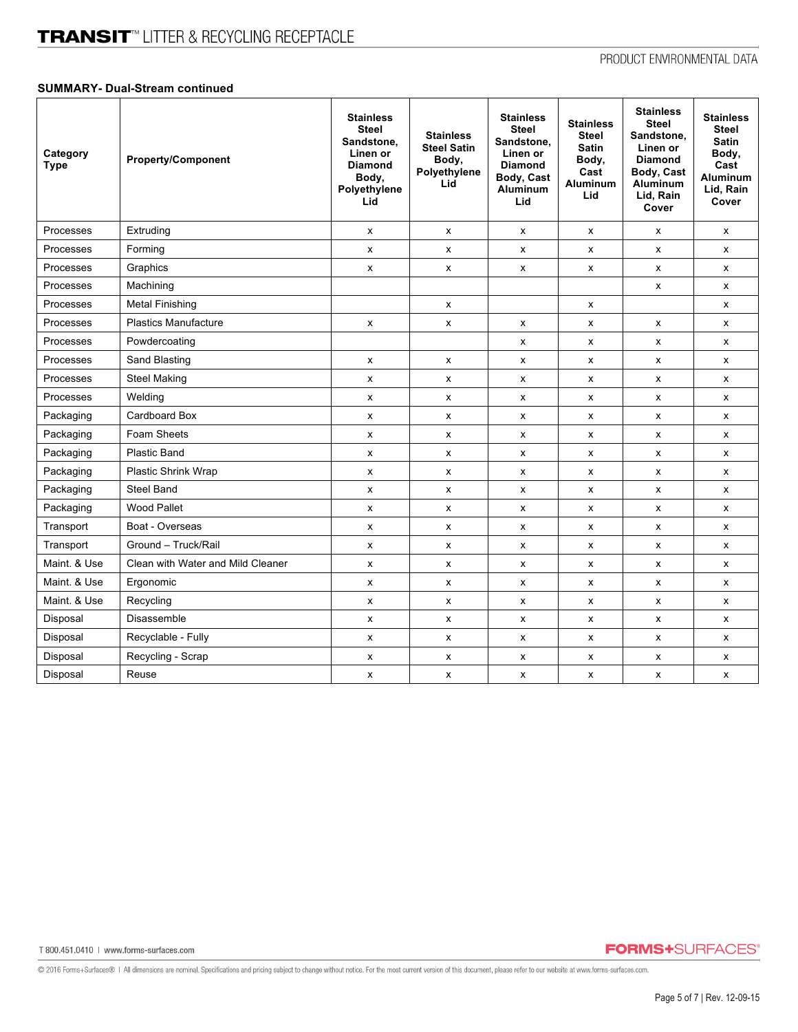**SUMMARY- Dual-Stream continued**

| Category Type | Property/Component | Stainless Steel Sandstone, Linen or Diamond Body, Polyethylene Lid | Stainless Steel Satin Body, Polyethylene Lid | Stainless Steel Sandstone, Linen or Diamond Body, Cast Aluminum Lid | Stainless Steel Satin Body, Cast Aluminum Lid | Stainless Steel Sandstone, Linen or Diamond Body, Cast Aluminum Lid, Rain Cover | Stainless Steel Satin Body, Cast Aluminum Lid, Rain Cover |
|---|---|---|---|---|---|---|---|
| Processes | Extruding | x | x | x | x | x | x |
| Processes | Forming | x | x | x | x | x | x |
| Processes | Graphics | x | x | x | x | x | x |
| Processes | Machining | | | | | x | x |
| Processes | Metal Finishing | | x | | x | | x |
| Processes | Plastics Manufacture | x | x | x | x | x | x |
| Processes | Powdercoating | | | x | x | x | x |
| Processes | Sand Blasting | x | x | x | x | x | x |
| Processes | Steel Making | x | x | x | x | x | x |
| Processes | Welding | x | x | x | x | x | x |
| Packaging | Cardboard Box | x | x | x | x | x | x |
| Packaging | Foam Sheets | x | x | x | x | x | x |
| Packaging | Plastic Band | x | x | x | x | x | x |
| Packaging | Plastic Shrink Wrap | x | x | x | x | x | x |
| Packaging | Steel Band | x | x | x | x | x | x |
| Packaging | Wood Pallet | x | x | x | x | x | x |
| Transport | Boat - Overseas | x | x | x | x | x | x |
| Transport | Ground – Truck/Rail | x | x | x | x | x | x |
| Maint. & Use | Clean with Water and Mild Cleaner | x | x | x | x | x | x |
| Maint. & Use | Ergonomic | x | x | x | x | x | x |
| Maint. & Use | Recycling | x | x | x | x | x | x |
| Disposal | Disassemble | x | x | x | x | x | x |
| Disposal | Recyclable - Fully | x | x | x | x | x | x |
| Disposal | Recycling - Scrap | x | x | x | x | x | x |
| Disposal | Reuse | x | x | x | x | x | x |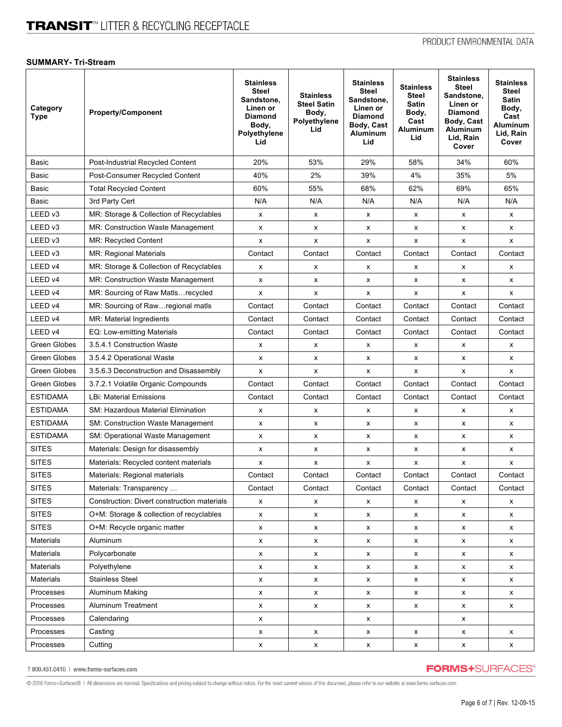# TRANSIT™ LITTER & RECYCLING RECEPTACLE

PRODUCT ENVIRONMENTAL DATA

**SUMMARY- Tri-Stream**

| Category Type | Property/Component | Stainless Steel Sandstone, Linen or Diamond Body, Polyethylene Lid | Stainless Steel Satin Body, Polyethylene Lid | Stainless Steel Sandstone, Linen or Diamond Body, Cast Aluminum Lid | Stainless Steel Satin Body, Cast Aluminum Lid | Stainless Steel Sandstone, Linen or Diamond Body, Cast Aluminum Lid, Rain Cover | Stainless Steel Satin Body, Cast Aluminum Lid, Rain Cover |
|---|---|---|---|---|---|---|---|
| Basic | Post-Industrial Recycled Content | 20% | 53% | 29% | 58% | 34% | 60% |
| Basic | Post-Consumer Recycled Content | 40% | 2% | 39% | 4% | 35% | 5% |
| Basic | Total Recycled Content | 60% | 55% | 68% | 62% | 69% | 65% |
| Basic | 3rd Party Cert | N/A | N/A | N/A | N/A | N/A | N/A |
| LEED v3 | MR: Storage & Collection of Recyclables | x | x | x | x | x | x |
| LEED v3 | MR: Construction Waste Management | x | x | x | x | x | x |
| LEED v3 | MR: Recycled Content | x | x | x | x | x | x |
| LEED v3 | MR: Regional Materials | Contact | Contact | Contact | Contact | Contact | Contact |
| LEED v4 | MR: Storage & Collection of Recyclables | x | x | x | x | x | x |
| LEED v4 | MR: Construction Waste Management | x | x | x | x | x | x |
| LEED v4 | MR: Sourcing of Raw Matls…recycled | x | x | x | x | x | x |
| LEED v4 | MR: Sourcing of Raw…regional matls | Contact | Contact | Contact | Contact | Contact | Contact |
| LEED v4 | MR: Material Ingredients | Contact | Contact | Contact | Contact | Contact | Contact |
| LEED v4 | EQ: Low-emitting Materials | Contact | Contact | Contact | Contact | Contact | Contact |
| Green Globes | 3.5.4.1 Construction Waste | x | x | x | x | x | x |
| Green Globes | 3.5.4.2 Operational Waste | x | x | x | x | x | x |
| Green Globes | 3.5.6.3 Deconstruction and Disassembly | x | x | x | x | x | x |
| Green Globes | 3.7.2.1 Volatile Organic Compounds | Contact | Contact | Contact | Contact | Contact | Contact |
| ESTIDAMA | LBi: Material Emissions | Contact | Contact | Contact | Contact | Contact | Contact |
| ESTIDAMA | SM: Hazardous Material Elimination | x | x | x | x | x | x |
| ESTIDAMA | SM: Construction Waste Management | x | x | x | x | x | x |
| ESTIDAMA | SM: Operational Waste Management | x | x | x | x | x | x |
| SITES | Materials: Design for disassembly | x | x | x | x | x | x |
| SITES | Materials: Recycled content materials | x | x | x | x | x | x |
| SITES | Materials: Regional materials | Contact | Contact | Contact | Contact | Contact | Contact |
| SITES | Materials: Transparency … | Contact | Contact | Contact | Contact | Contact | Contact |
| SITES | Construction: Divert construction materials | x | x | x | x | x | x |
| SITES | O+M: Storage & collection of recyclables | x | x | x | x | x | x |
| SITES | O+M: Recycle organic matter | x | x | x | x | x | x |
| Materials | Aluminum | x | x | x | x | x | x |
| Materials | Polycarbonate | x | x | x | x | x | x |
| Materials | Polyethylene | x | x | x | x | x | x |
| Materials | Stainless Steel | x | x | x | x | x | x |
| Processes | Aluminum Making | x | x | x | x | x | x |
| Processes | Aluminum Treatment | x | x | x | x | x | x |
| Processes | Calendaring | x | | x | | x | |
| Processes | Casting | x | x | x | x | x | x |
| Processes | Cutting | x | x | x | x | x | x |

T 800.451.0410 | www.forms-surfaces.com

FORMS+SURFACES®

© 2016 Forms+Surfaces® | All dimensions are nominal. Specifications and pricing subject to change without notice. For the most current version of this document, please refer to our website at www.forms-surfaces.com.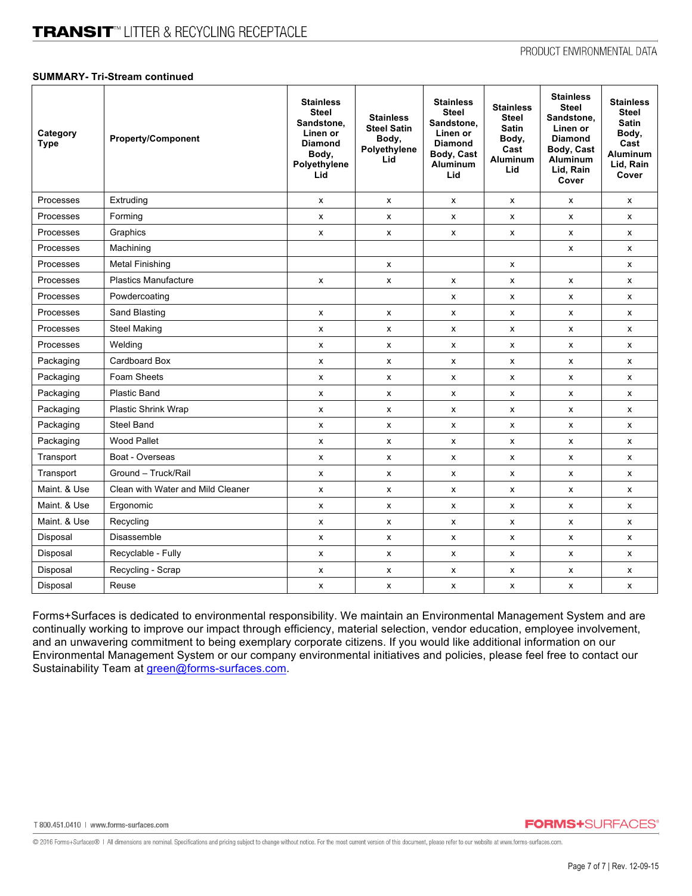**SUMMARY- Tri-Stream continued**

| Category Type | Property/Component | Stainless Steel Sandstone, Linen or Diamond Body, Polyethylene Lid | Stainless Steel Satin Body, Polyethylene Lid | Stainless Steel Sandstone, Linen or Diamond Body, Cast Aluminum Lid | Stainless Steel Satin Body, Cast Aluminum Lid | Stainless Steel Sandstone, Linen or Diamond Body, Cast Aluminum Lid, Rain Cover | Stainless Steel Satin Body, Cast Aluminum Lid, Rain Cover |
|---|---|---|---|---|---|---|---|
| Processes | Extruding | x | x | x | x | x | x |
| Processes | Forming | x | x | x | x | x | x |
| Processes | Graphics | x | x | x | x | x | x |
| Processes | Machining | | | | | x | x |
| Processes | Metal Finishing | | x | | x | | x |
| Processes | Plastics Manufacture | x | x | x | x | x | x |
| Processes | Powdercoating | | | x | x | x | x |
| Processes | Sand Blasting | x | x | x | x | x | x |
| Processes | Steel Making | x | x | x | x | x | x |
| Processes | Welding | x | x | x | x | x | x |
| Packaging | Cardboard Box | x | x | x | x | x | x |
| Packaging | Foam Sheets | x | x | x | x | x | x |
| Packaging | Plastic Band | x | x | x | x | x | x |
| Packaging | Plastic Shrink Wrap | x | x | x | x | x | x |
| Packaging | Steel Band | x | x | x | x | x | x |
| Packaging | Wood Pallet | x | x | x | x | x | x |
| Transport | Boat - Overseas | x | x | x | x | x | x |
| Transport | Ground – Truck/Rail | x | x | x | x | x | x |
| Maint. & Use | Clean with Water and Mild Cleaner | x | x | x | x | x | x |
| Maint. & Use | Ergonomic | x | x | x | x | x | x |
| Maint. & Use | Recycling | x | x | x | x | x | x |
| Disposal | Disassemble | x | x | x | x | x | x |
| Disposal | Recyclable - Fully | x | x | x | x | x | x |
| Disposal | Recycling - Scrap | x | x | x | x | x | x |
| Disposal | Reuse | x | x | x | x | x | x |

Forms+Surfaces is dedicated to environmental responsibility. We maintain an Environmental Management System and are continually working to improve our impact through efficiency, material selection, vendor education, employee involvement, and an unwavering commitment to being exemplary corporate citizens. If you would like additional information on our Environmental Management System or our company environmental initiatives and policies, please feel free to contact our Sustainability Team at green@forms-surfaces.com.